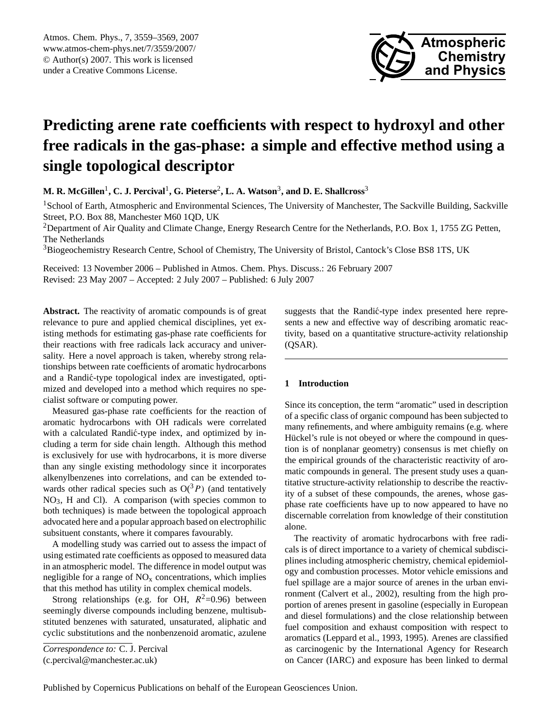# Predicting arene rate coefficients with respect to hydroxyl and other free radicals in the gas-phase: a simple and effective method using a single topological descriptor

**M. R. McGillen[1], C. J. Percival[1], G. Pieterse[2], L. A. Watson[3], and D. E. Shallcross[3]**

[1]School of Earth, Atmospheric and Environmental Sciences, The University of Manchester, The Sackville Building, Sackville Street, P.O. Box 88, Manchester M60 1QD, UK

[2]Department of Air Quality and Climate Change, Energy Research Centre for the Netherlands, P.O. Box 1, 1755 ZG Petten, The Netherlands

[3]Biogeochemistry Research Centre, School of Chemistry, The University of Bristol, Cantock's Close BS8 1TS, UK

Received: 13 November 2006 – Published in Atmos. Chem. Phys. Discuss.: 26 February 2007
Revised: 23 May 2007 – Accepted: 2 July 2007 – Published: 6 July 2007

**Abstract.** The reactivity of aromatic compounds is of great relevance to pure and applied chemical disciplines, yet existing methods for estimating gas-phase rate coefficients for their reactions with free radicals lack accuracy and universality. Here a novel approach is taken, whereby strong relationships between rate coefficients of aromatic hydrocarbons and a Randić-type topological index are investigated, optimized and developed into a method which requires no specialist software or computing power.

Measured gas-phase rate coefficients for the reaction of aromatic hydrocarbons with OH radicals were correlated with a calculated Randić-type index, and optimized by including a term for side chain length. Although this method is exclusively for use with hydrocarbons, it is more diverse than any single existing methodology since it incorporates alkenylbenzenes into correlations, and can be extended towards other radical species such as $O(^3P)$ (and tentatively $NO_3$, H and Cl). A comparison (with species common to both techniques) is made between the topological approach advocated here and a popular approach based on electrophilic subsituent constants, where it compares favourably.

A modelling study was carried out to assess the impact of using estimated rate coefficients as opposed to measured data in an atmospheric model. The difference in model output was negligible for a range of $NO_x$ concentrations, which implies that this method has utility in complex chemical models.

Strong relationships (e.g. for OH, $R^2$=0.96) between seemingly diverse compounds including benzene, multisubstituted benzenes with saturated, unsaturated, aliphatic and cyclic substitutions and the nonbenzenoid aromatic, azulene suggests that the Randić-type index presented here represents a new and effective way of describing aromatic reactivity, based on a quantitative structure-activity relationship (QSAR).

*Correspondence to:* C. J. Percival
(c.percival@manchester.ac.uk)

## 1 Introduction

Since its conception, the term "aromatic" used in description of a specific class of organic compound has been subjected to many refinements, and where ambiguity remains (e.g. where Hückel's rule is not obeyed or where the compound in question is of nonplanar geometry) consensus is met chiefly on the empirical grounds of the characteristic reactivity of aromatic compounds in general. The present study uses a quantitative structure-activity relationship to describe the reactivity of a subset of these compounds, the arenes, whose gas-phase rate coefficients have up to now appeared to have no discernable correlation from knowledge of their constitution alone.

The reactivity of aromatic hydrocarbons with free radicals is of direct importance to a variety of chemical subdisciplines including atmospheric chemistry, chemical epidemiology and combustion processes. Motor vehicle emissions and fuel spillage are a major source of arenes in the urban environment (Calvert et al., 2002), resulting from the high proportion of arenes present in gasoline (especially in European and diesel formulations) and the close relationship between fuel composition and exhaust composition with respect to aromatics (Leppard et al., 1993, 1995). Arenes are classified as carcinogenic by the International Agency for Research on Cancer (IARC) and exposure has been linked to dermal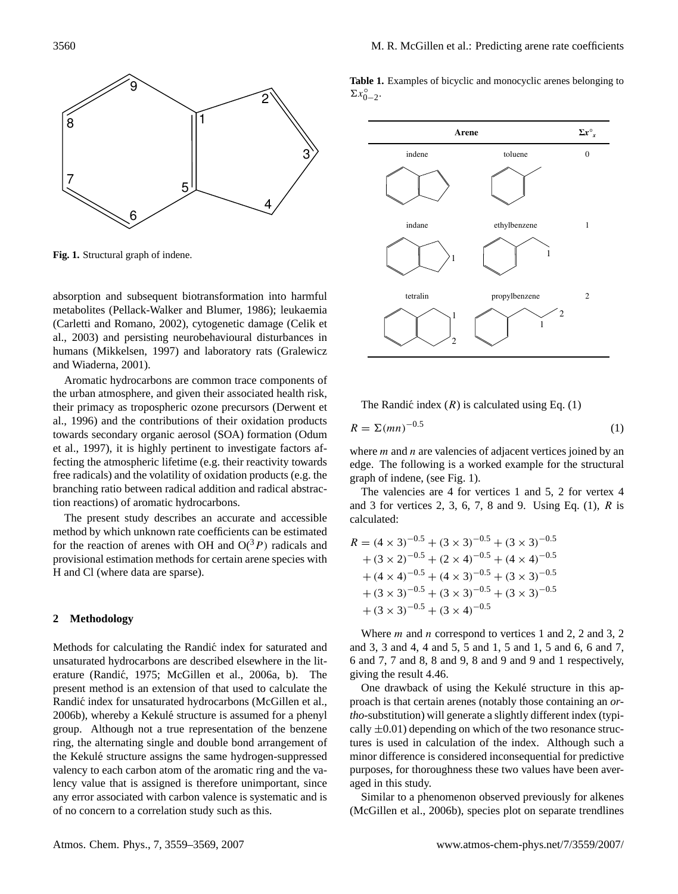Fig. 1. Structural graph of indene.

absorption and subsequent biotransformation into harmful metabolites (Pellack-Walker and Blumer, 1986); leukaemia (Carletti and Romano, 2002), cytogenetic damage (Celik et al., 2003) and persisting neurobehavioural disturbances in humans (Mikkelsen, 1997) and laboratory rats (Gralewicz and Wiaderna, 2001).

Aromatic hydrocarbons are common trace components of the urban atmosphere, and given their associated health risk, their primacy as tropospheric ozone precursors (Derwent et al., 1996) and the contributions of their oxidation products towards secondary organic aerosol (SOA) formation (Odum et al., 1997), it is highly pertinent to investigate factors affecting the atmospheric lifetime (e.g. their reactivity towards free radicals) and the volatility of oxidation products (e.g. the branching ratio between radical addition and radical abstraction reactions) of aromatic hydrocarbons.

The present study describes an accurate and accessible method by which unknown rate coefficients can be estimated for the reaction of arenes with OH and $O(^3P)$ radicals and provisional estimation methods for certain arene species with H and Cl (where data are sparse).

## 2 Methodology

Methods for calculating the Randić index for saturated and unsaturated hydrocarbons are described elsewhere in the literature (Randić, 1975; McGillen et al., 2006a, b). The present method is an extension of that used to calculate the Randić index for unsaturated hydrocarbons (McGillen et al., 2006b), whereby a Kekulé structure is assumed for a phenyl group. Although not a true representation of the benzene ring, the alternating single and double bond arrangement of the Kekulé structure assigns the same hydrogen-suppressed valency to each carbon atom of the aromatic ring and the valency value that is assigned is therefore unimportant, since any error associated with carbon valence is systematic and is of no concern to a correlation study such as this.

**Table 1.** Examples of bicyclic and monocyclic arenes belonging to $\Sigma x^{\circ}_{0-2}$.

| Arene | | $\Sigma x^{\circ}_{x}$ |
|---|---|---|
| indene | toluene | 0 |
| indane | ethylbenzene | 1 |
| tetralin | propylbenzene | 2 |

The Randić index ($R$) is calculated using Eq. (1)

$$R = \Sigma(mn)^{-0.5} \tag{1}$$

where $m$ and $n$ are valencies of adjacent vertices joined by an edge. The following is a worked example for the structural graph of indene, (see Fig. 1).

The valencies are 4 for vertices 1 and 5, 2 for vertex 4 and 3 for vertices 2, 3, 6, 7, 8 and 9. Using Eq. (1), $R$ is calculated:

$$\begin{aligned} R = & (4 \times 3)^{-0.5} + (3 \times 3)^{-0.5} + (3 \times 3)^{-0.5} \\ & + (3 \times 2)^{-0.5} + (2 \times 4)^{-0.5} + (4 \times 4)^{-0.5} \\ & + (4 \times 4)^{-0.5} + (4 \times 3)^{-0.5} + (3 \times 3)^{-0.5} \\ & + (3 \times 3)^{-0.5} + (3 \times 3)^{-0.5} + (3 \times 3)^{-0.5} \\ & + (3 \times 3)^{-0.5} + (3 \times 4)^{-0.5} \end{aligned}$$

Where $m$ and $n$ correspond to vertices 1 and 2, 2 and 3, 2 and 3, 3 and 4, 4 and 5, 5 and 1, 5 and 1, 5 and 6, 6 and 7, 6 and 7, 7 and 8, 8 and 9, 8 and 9 and 9 and 1 respectively, giving the result 4.46.

One drawback of using the Kekulé structure in this approach is that certain arenes (notably those containing an *ortho*-substitution) will generate a slightly different index (typically ±0.01) depending on which of the two resonance structures is used in calculation of the index. Although such a minor difference is considered inconsequential for predictive purposes, for thoroughness these two values have been averaged in this study.

Similar to a phenomenon observed previously for alkenes (McGillen et al., 2006b), species plot on separate trendlines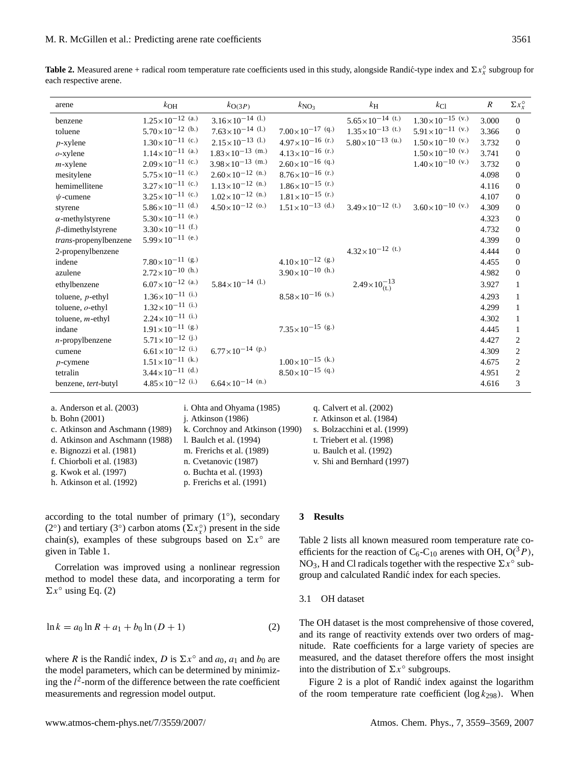**Table 2.** Measured arene + radical room temperature rate coefficients used in this study, alongside Randić-type index and $\Sigma x_x^\circ$ subgroup for each respective arene.

| arene | $k_{OH}$ | $k_{O(3P)}$ | $k_{NO_3}$ | $k_H$ | $k_{Cl}$ | $R$ | $\Sigma x_x^\circ$ |
|---|---|---|---|---|---|---|---|
| benzene | $1.25\times10^{-12}$ (a.) | $3.16\times10^{-14}$ (l.) | | $5.65\times10^{-14}$ (t.) | $1.30\times10^{-15}$ (v.) | 3.000 | 0 |
| toluene | $5.70\times10^{-12}$ (b.) | $7.63\times10^{-14}$ (l.) | $7.00\times10^{-17}$ (q.) | $1.35\times10^{-13}$ (t.) | $5.91\times10^{-11}$ (v.) | 3.366 | 0 |
| *p*-xylene | $1.30\times10^{-11}$ (c.) | $2.15\times10^{-13}$ (l.) | $4.97\times10^{-16}$ (r.) | $5.80\times10^{-13}$ (u.) | $1.50\times10^{-10}$ (v.) | 3.732 | 0 |
| *o*-xylene | $1.14\times10^{-11}$ (a.) | $1.83\times10^{-13}$ (m.) | $4.13\times10^{-16}$ (r.) | | $1.50\times10^{-10}$ (v.) | 3.741 | 0 |
| *m*-xylene | $2.09\times10^{-11}$ (c.) | $3.98\times10^{-13}$ (m.) | $2.60\times10^{-16}$ (q.) | | $1.40\times10^{-10}$ (v.) | 3.732 | 0 |
| mesitylene | $5.75\times10^{-11}$ (c.) | $2.60\times10^{-12}$ (n.) | $8.76\times10^{-16}$ (r.) | | | 4.098 | 0 |
| hemimellitene | $3.27\times10^{-11}$ (c.) | $1.13\times10^{-12}$ (n.) | $1.86\times10^{-15}$ (r.) | | | 4.116 | 0 |
| $\psi$-cumene | $3.25\times10^{-11}$ (c.) | $1.02\times10^{-12}$ (n.) | $1.81\times10^{-15}$ (r.) | | | 4.107 | 0 |
| styrene | $5.86\times10^{-11}$ (d.) | $4.50\times10^{-12}$ (o.) | $1.51\times10^{-13}$ (d.) | $3.49\times10^{-12}$ (t.) | $3.60\times10^{-10}$ (v.) | 4.309 | 0 |
| $\alpha$-methylstyrene | $5.30\times10^{-11}$ (e.) | | | | | 4.323 | 0 |
| $\beta$-dimethylstyrene | $3.30\times10^{-11}$ (f.) | | | | | 4.732 | 0 |
| *trans*-propenylbenzene | $5.99\times10^{-11}$ (e.) | | | | | 4.399 | 0 |
| 2-propenylbenzene | | | | $4.32\times10^{-12}$ (t.) | | 4.444 | 0 |
| indene | $7.80\times10^{-11}$ (g.) | | $4.10\times10^{-12}$ (g.) | | | 4.455 | 0 |
| azulene | $2.72\times10^{-10}$ (h.) | | $3.90\times10^{-10}$ (h.) | | | 4.982 | 0 |
| ethylbenzene | $6.07\times10^{-12}$ (a.) | $5.84\times10^{-14}$ (l.) | | $2.49\times10^{-13}$ (t.) | | 3.927 | 1 |
| toluene, *p*-ethyl | $1.36\times10^{-11}$ (i.) | | $8.58\times10^{-16}$ (s.) | | | 4.293 | 1 |
| toluene, *o*-ethyl | $1.32\times10^{-11}$ (i.) | | | | | 4.299 | 1 |
| toluene, *m*-ethyl | $2.24\times10^{-11}$ (i.) | | | | | 4.302 | 1 |
| indane | $1.91\times10^{-11}$ (g.) | | $7.35\times10^{-15}$ (g.) | | | 4.445 | 1 |
| *n*-propylbenzene | $5.71\times10^{-12}$ (j.) | | | | | 4.427 | 2 |
| cumene | $6.61\times10^{-12}$ (i.) | $6.77\times10^{-14}$ (p.) | | | | 4.309 | 2 |
| *p*-cymene | $1.51\times10^{-11}$ (k.) | | $1.00\times10^{-15}$ (k.) | | | 4.675 | 2 |
| tetralin | $3.44\times10^{-11}$ (d.) | | $8.50\times10^{-15}$ (q.) | | | 4.951 | 2 |
| benzene, *tert*-butyl | $4.85\times10^{-12}$ (i.) | $6.64\times10^{-14}$ (n.) | | | | 4.616 | 3 |

a. Anderson et al. (2003)
b. Bohn (2001)
c. Atkinson and Aschmann (1989)
d. Atkinson and Aschmann (1988)
e. Bignozzi et al. (1981)
f. Chiorboli et al. (1983)
g. Kwok et al. (1997)
h. Atkinson et al. (1992)
i. Ohta and Ohyama (1985)
j. Atkinson (1986)
k. Corchnoy and Atkinson (1990)
l. Baulch et al. (1994)
m. Frerichs et al. (1989)
n. Cvetanovic (1987)
o. Buchta et al. (1993)
p. Frerichs et al. (1991)
q. Calvert et al. (2002)
r. Atkinson et al. (1984)
s. Bolzacchini et al. (1999)
t. Triebert et al. (1998)
u. Baulch et al. (1992)
v. Shi and Bernhard (1997)

according to the total number of primary (1°), secondary (2°) and tertiary (3°) carbon atoms ($\Sigma x_x^\circ$) present in the side chain(s), examples of these subgroups based on $\Sigma x^\circ$ are given in Table 1.

Correlation was improved using a nonlinear regression method to model these data, and incorporating a term for $\Sigma x^\circ$ using Eq. (2)

$$\ln k = a_0 \ln R + a_1 + b_0 \ln (D + 1) \tag{2}$$

where $R$ is the Randić index, $D$ is $\Sigma x^\circ$ and $a_0$, $a_1$ and $b_0$ are the model parameters, which can be determined by minimizing the $l^2$-norm of the difference between the rate coefficient measurements and regression model output.

## 3 Results

Table 2 lists all known measured room temperature rate coefficients for the reaction of $C_6$-$C_{10}$ arenes with OH, $O(^3P)$, $NO_3$, H and Cl radicals together with the respective $\Sigma x^\circ$ subgroup and calculated Randić index for each species.

### 3.1 OH dataset

The OH dataset is the most comprehensive of those covered, and its range of reactivity extends over two orders of magnitude. Rate coefficients for a large variety of species are measured, and the dataset therefore offers the most insight into the distribution of $\Sigma x^\circ$ subgroups.

Figure 2 is a plot of Randić index against the logarithm of the room temperature rate coefficient ($\log k_{298}$). When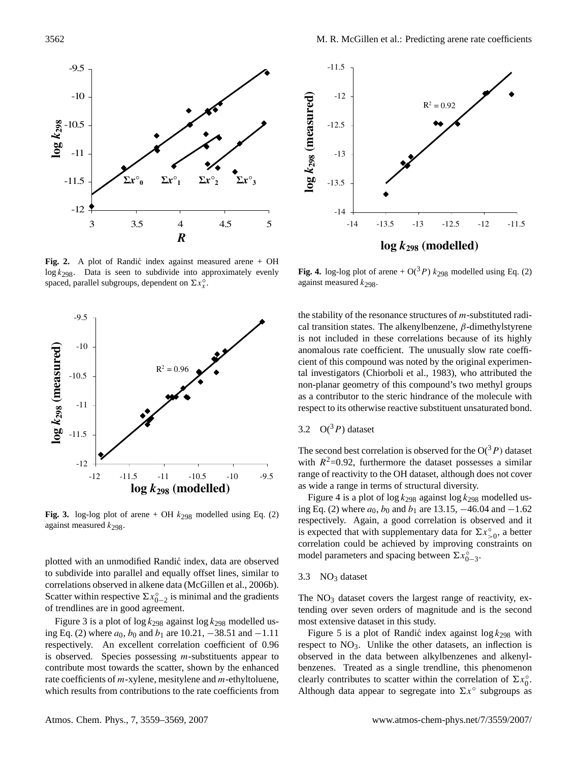**Fig. 2.** A plot of Randić index against measured arene + OH $\log k_{298}$. Data is seen to subdivide into approximately evenly spaced, parallel subgroups, dependent on $\Sigma x_x^\circ$.

**Fig. 3.** log-log plot of arene + OH $k_{298}$ modelled using Eq. (2) against measured $k_{298}$.

plotted with an unmodified Randić index, data are observed to subdivide into parallel and equally offset lines, similar to correlations observed in alkene data (McGillen et al., 2006b). Scatter within respective $\Sigma x_{0-2}^\circ$ is minimal and the gradients of trendlines are in good agreement.

Figure 3 is a plot of $\log k_{298}$ against $\log k_{298}$ modelled using Eq. (2) where $a_0$, $b_0$ and $b_1$ are 10.21, −38.51 and −1.11 respectively. An excellent correlation coefficient of 0.96 is observed. Species possessing *m*-substituents appear to contribute most towards the scatter, shown by the enhanced rate coefficients of *m*-xylene, mesitylene and *m*-ethyltoluene, which results from contributions to the rate coefficients from the stability of the resonance structures of *m*-substituted radical transition states. The alkenylbenzene, $\beta$-dimethylstyrene is not included in these correlations because of its highly anomalous rate coefficient. The unusually slow rate coefficient of this compound was noted by the original experimental investigators (Chiorboli et al., 1983), who attributed the non-planar geometry of this compound's two methyl groups as a contributor to the steric hindrance of the molecule with respect to its otherwise reactive substituent unsaturated bond.

**Fig. 4.** log-log plot of arene + $O(^3P)$ $k_{298}$ modelled using Eq. (2) against measured $k_{298}$.

### 3.2 $O(^3P)$ dataset

The second best correlation is observed for the $O(^3P)$ dataset with $R^2$=0.92, furthermore the dataset possesses a similar range of reactivity to the OH dataset, although does not cover as wide a range in terms of structural diversity.

Figure 4 is a plot of $\log k_{298}$ against $\log k_{298}$ modelled using Eq. (2) where $a_0$, $b_0$ and $b_1$ are 13.15, −46.04 and −1.62 respectively. Again, a good correlation is observed and it is expected that with supplementary data for $\Sigma x_{>0}^\circ$, a better correlation could be achieved by improving constraints on model parameters and spacing between $\Sigma x_{0-3}^\circ$.

### 3.3 $NO_3$ dataset

The $NO_3$ dataset covers the largest range of reactivity, extending over seven orders of magnitude and is the second most extensive dataset in this study.

Figure 5 is a plot of Randić index against $\log k_{298}$ with respect to $NO_3$. Unlike the other datasets, an inflection is observed in the data between alkylbenzenes and alkenylbenzenes. Treated as a single trendline, this phenomenon clearly contributes to scatter within the correlation of $\Sigma x_0^\circ$. Although data appear to segregate into $\Sigma x^\circ$ subgroups as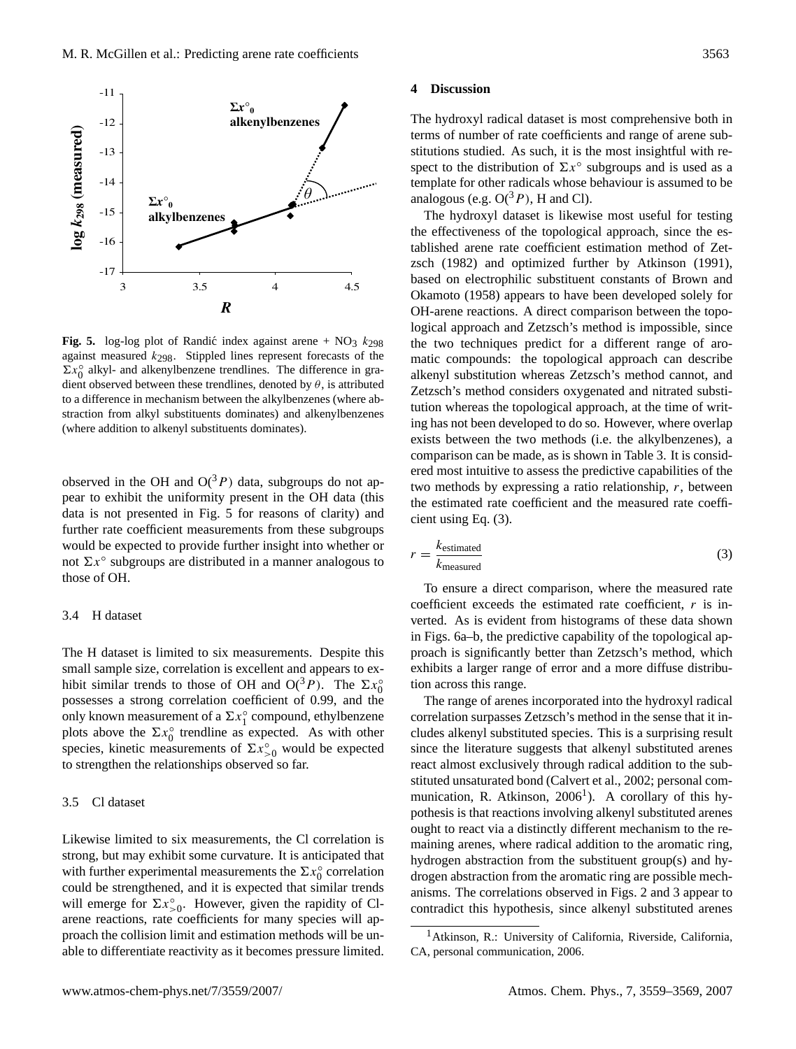**Fig. 5.** log-log plot of Randić index against arene + $NO_3$ $k_{298}$ against measured $k_{298}$. Stippled lines represent forecasts of the $\Sigma x_0^\circ$ alkyl- and alkenylbenzene trendlines. The difference in gradient observed between these trendlines, denoted by $\theta$, is attributed to a difference in mechanism between the alkylbenzenes (where abstraction from alkyl substituents dominates) and alkenylbenzenes (where addition to alkenyl substituents dominates).

observed in the OH and $O(^3P)$ data, subgroups do not appear to exhibit the uniformity present in the OH data (this data is not presented in Fig. 5 for reasons of clarity) and further rate coefficient measurements from these subgroups would be expected to provide further insight into whether or not $\Sigma x^\circ$ subgroups are distributed in a manner analogous to those of OH.

### 3.4 H dataset

The H dataset is limited to six measurements. Despite this small sample size, correlation is excellent and appears to exhibit similar trends to those of OH and $O(^3P)$. The $\Sigma x_0^\circ$ possesses a strong correlation coefficient of 0.99, and the only known measurement of a $\Sigma x_1^\circ$ compound, ethylbenzene plots above the $\Sigma x_0^\circ$ trendline as expected. As with other species, kinetic measurements of $\Sigma x_{>0}^\circ$ would be expected to strengthen the relationships observed so far.

### 3.5 Cl dataset

Likewise limited to six measurements, the Cl correlation is strong, but may exhibit some curvature. It is anticipated that with further experimental measurements the $\Sigma x_0^\circ$ correlation could be strengthened, and it is expected that similar trends will emerge for $\Sigma x_{>0}^\circ$. However, given the rapidity of Cl-arene reactions, rate coefficients for many species will approach the collision limit and estimation methods will be unable to differentiate reactivity as it becomes pressure limited.

## 4 Discussion

The hydroxyl radical dataset is most comprehensive both in terms of number of rate coefficients and range of arene substitutions studied. As such, it is the most insightful with respect to the distribution of $\Sigma x^\circ$ subgroups and is used as a template for other radicals whose behaviour is assumed to be analogous (e.g. $O(^3P)$, H and Cl).

The hydroxyl dataset is likewise most useful for testing the effectiveness of the topological approach, since the established arene rate coefficient estimation method of Zetzsch (1982) and optimized further by Atkinson (1991), based on electrophilic substituent constants of Brown and Okamoto (1958) appears to have been developed solely for OH-arene reactions. A direct comparison between the topological approach and Zetzsch's method is impossible, since the two techniques predict for a different range of aromatic compounds: the topological approach can describe alkenyl substitution whereas Zetzsch's method cannot, and Zetzsch's method considers oxygenated and nitrated substitution whereas the topological approach, at the time of writing has not been developed to do so. However, where overlap exists between the two methods (i.e. the alkylbenzenes), a comparison can be made, as is shown in Table 3. It is considered most intuitive to assess the predictive capabilities of the two methods by expressing a ratio relationship, $r$, between the estimated rate coefficient and the measured rate coefficient using Eq. (3).

$$r = \frac{k_{\text{estimated}}}{k_{\text{measured}}} \tag{3}$$

To ensure a direct comparison, where the measured rate coefficient exceeds the estimated rate coefficient, $r$ is inverted. As is evident from histograms of these data shown in Figs. 6a–b, the predictive capability of the topological approach is significantly better than Zetzsch's method, which exhibits a larger range of error and a more diffuse distribution across this range.

The range of arenes incorporated into the hydroxyl radical correlation surpasses Zetzsch's method in the sense that it includes alkenyl substituted species. This is a surprising result since the literature suggests that alkenyl substituted arenes react almost exclusively through radical addition to the substituted unsaturated bond (Calvert et al., 2002; personal communication, R. Atkinson, 2006[1]). A corollary of this hypothesis is that reactions involving alkenyl substituted arenes ought to react via a distinctly different mechanism to the remaining arenes, where radical addition to the aromatic ring, hydrogen abstraction from the substituent group(s) and hydrogen abstraction from the aromatic ring are possible mechanisms. The correlations observed in Figs. 2 and 3 appear to contradict this hypothesis, since alkenyl substituted arenes

[1] Atkinson, R.: University of California, Riverside, California, CA, personal communication, 2006.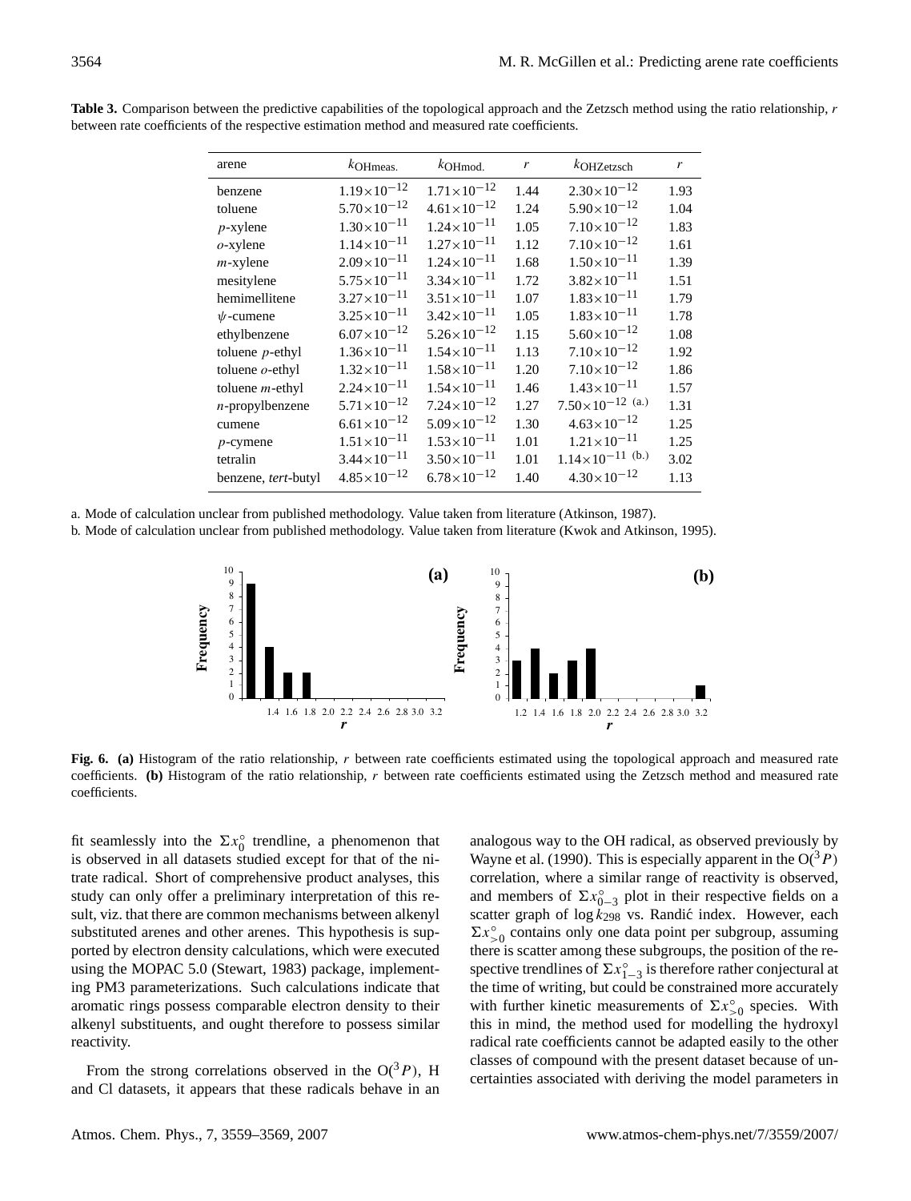**Table 3.** Comparison between the predictive capabilities of the topological approach and the Zetzsch method using the ratio relationship, $r$ between rate coefficients of the respective estimation method and measured rate coefficients.

| arene | $k_{\mathrm{OHmeas.}}$ | $k_{\mathrm{OHmod.}}$ | $r$ | $k_{\mathrm{OHZetzsch}}$ | $r$ |
|---|---|---|---|---|---|
| benzene | $1.19\times10^{-12}$ | $1.71\times10^{-12}$ | 1.44 | $2.30\times10^{-12}$ | 1.93 |
| toluene | $5.70\times10^{-12}$ | $4.61\times10^{-12}$ | 1.24 | $5.90\times10^{-12}$ | 1.04 |
| *p*-xylene | $1.30\times10^{-11}$ | $1.24\times10^{-11}$ | 1.05 | $7.10\times10^{-12}$ | 1.83 |
| *o*-xylene | $1.14\times10^{-11}$ | $1.27\times10^{-11}$ | 1.12 | $7.10\times10^{-12}$ | 1.61 |
| *m*-xylene | $2.09\times10^{-11}$ | $1.24\times10^{-11}$ | 1.68 | $1.50\times10^{-11}$ | 1.39 |
| mesitylene | $5.75\times10^{-11}$ | $3.34\times10^{-11}$ | 1.72 | $3.82\times10^{-11}$ | 1.51 |
| hemimellitene | $3.27\times10^{-11}$ | $3.51\times10^{-11}$ | 1.07 | $1.83\times10^{-11}$ | 1.79 |
| $\psi$-cumene | $3.25\times10^{-11}$ | $3.42\times10^{-11}$ | 1.05 | $1.83\times10^{-11}$ | 1.78 |
| ethylbenzene | $6.07\times10^{-12}$ | $5.26\times10^{-12}$ | 1.15 | $5.60\times10^{-12}$ | 1.08 |
| toluene *p*-ethyl | $1.36\times10^{-11}$ | $1.54\times10^{-11}$ | 1.13 | $7.10\times10^{-12}$ | 1.92 |
| toluene *o*-ethyl | $1.32\times10^{-11}$ | $1.58\times10^{-11}$ | 1.20 | $7.10\times10^{-12}$ | 1.86 |
| toluene *m*-ethyl | $2.24\times10^{-11}$ | $1.54\times10^{-11}$ | 1.46 | $1.43\times10^{-11}$ | 1.57 |
| *n*-propylbenzene | $5.71\times10^{-12}$ | $7.24\times10^{-12}$ | 1.27 | $7.50\times10^{-12}$ (a.) | 1.31 |
| cumene | $6.61\times10^{-12}$ | $5.09\times10^{-12}$ | 1.30 | $4.63\times10^{-12}$ | 1.25 |
| *p*-cymene | $1.51\times10^{-11}$ | $1.53\times10^{-11}$ | 1.01 | $1.21\times10^{-11}$ | 1.25 |
| tetralin | $3.44\times10^{-11}$ | $3.50\times10^{-11}$ | 1.01 | $1.14\times10^{-11}$ (b.) | 3.02 |
| benzene, *tert*-butyl | $4.85\times10^{-12}$ | $6.78\times10^{-12}$ | 1.40 | $4.30\times10^{-12}$ | 1.13 |

a. Mode of calculation unclear from published methodology. Value taken from literature (Atkinson, 1987).

b. Mode of calculation unclear from published methodology. Value taken from literature (Kwok and Atkinson, 1995).

**Fig. 6. (a)** Histogram of the ratio relationship, $r$ between rate coefficients estimated using the topological approach and measured rate coefficients. **(b)** Histogram of the ratio relationship, $r$ between rate coefficients estimated using the Zetzsch method and measured rate coefficients.

fit seamlessly into the $\Sigma x_0^\circ$ trendline, a phenomenon that is observed in all datasets studied except for that of the nitrate radical. Short of comprehensive product analyses, this study can only offer a preliminary interpretation of this result, viz. that there are common mechanisms between alkenyl substituted arenes and other arenes. This hypothesis is supported by electron density calculations, which were executed using the MOPAC 5.0 (Stewart, 1983) package, implementing PM3 parameterizations. Such calculations indicate that aromatic rings possess comparable electron density to their alkenyl substituents, and ought therefore to possess similar reactivity.

From the strong correlations observed in the $O(^3P)$, H and Cl datasets, it appears that these radicals behave in an analogous way to the OH radical, as observed previously by Wayne et al. (1990). This is especially apparent in the $O(^3P)$ correlation, where a similar range of reactivity is observed, and members of $\Sigma x_{0-3}^\circ$ plot in their respective fields on a scatter graph of $\log k_{298}$ vs. Randić index. However, each $\Sigma x_{>0}^\circ$ contains only one data point per subgroup, assuming there is scatter among these subgroups, the position of the respective trendlines of $\Sigma x_{1-3}^\circ$ is therefore rather conjectural at the time of writing, but could be constrained more accurately with further kinetic measurements of $\Sigma x_{>0}^\circ$ species. With this in mind, the method used for modelling the hydroxyl radical rate coefficients cannot be adapted easily to the other classes of compound with the present dataset because of uncertainties associated with deriving the model parameters in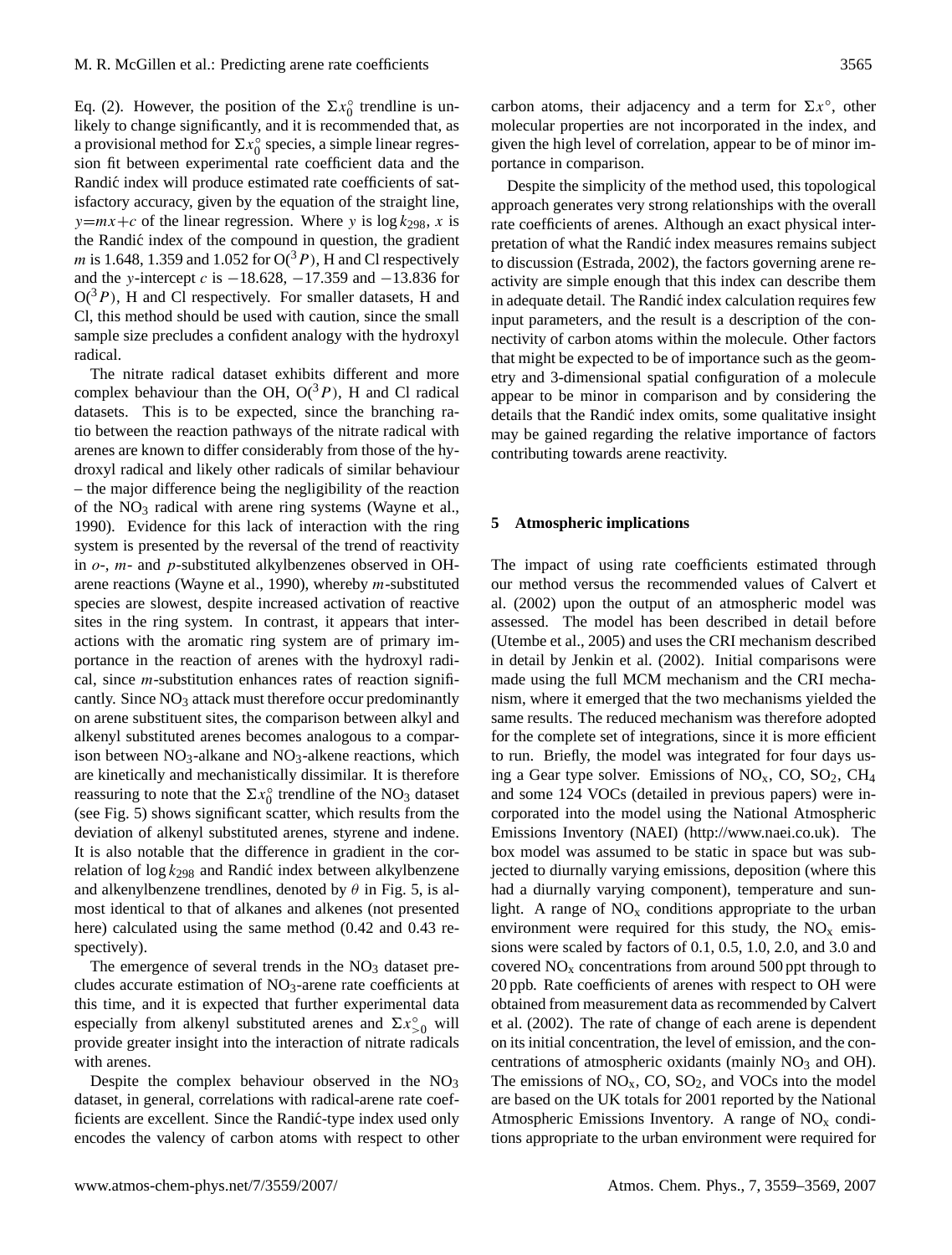Eq. (2). However, the position of the $\Sigma x_0^\circ$ trendline is unlikely to change significantly, and it is recommended that, as a provisional method for $\Sigma x_0^\circ$ species, a simple linear regression fit between experimental rate coefficient data and the Randić index will produce estimated rate coefficients of satisfactory accuracy, given by the equation of the straight line, $y=mx+c$ of the linear regression. Where $y$ is $\log k_{298}$, $x$ is the Randić index of the compound in question, the gradient $m$ is 1.648, 1.359 and 1.052 for $O(^3P)$, H and Cl respectively and the $y$-intercept $c$ is −18.628, −17.359 and −13.836 for $O(^3P)$, H and Cl respectively. For smaller datasets, H and Cl, this method should be used with caution, since the small sample size precludes a confident analogy with the hydroxyl radical.

The nitrate radical dataset exhibits different and more complex behaviour than the OH, $O(^3P)$, H and Cl radical datasets. This is to be expected, since the branching ratio between the reaction pathways of the nitrate radical with arenes are known to differ considerably from those of the hydroxyl radical and likely other radicals of similar behaviour – the major difference being the negligibility of the reaction of the $NO_3$ radical with arene ring systems (Wayne et al., 1990). Evidence for this lack of interaction with the ring system is presented by the reversal of the trend of reactivity in *o*-, *m*- and *p*-substituted alkylbenzenes observed in OH-arene reactions (Wayne et al., 1990), whereby *m*-substituted species are slowest, despite increased activation of reactive sites in the ring system. In contrast, it appears that interactions with the aromatic ring system are of primary importance in the reaction of arenes with the hydroxyl radical, since *m*-substitution enhances rates of reaction significantly. Since $NO_3$ attack must therefore occur predominantly on arene substituent sites, the comparison between alkyl and alkenyl substituted arenes becomes analogous to a comparison between $NO_3$-alkane and $NO_3$-alkene reactions, which are kinetically and mechanistically dissimilar. It is therefore reassuring to note that the $\Sigma x_0^\circ$ trendline of the $NO_3$ dataset (see Fig. 5) shows significant scatter, which results from the deviation of alkenyl substituted arenes, styrene and indene. It is also notable that the difference in gradient in the correlation of $\log k_{298}$ and Randić index between alkylbenzene and alkenylbenzene trendlines, denoted by $\theta$ in Fig. 5, is almost identical to that of alkanes and alkenes (not presented here) calculated using the same method (0.42 and 0.43 respectively).

The emergence of several trends in the $NO_3$ dataset precludes accurate estimation of $NO_3$-arene rate coefficients at this time, and it is expected that further experimental data especially from alkenyl substituted arenes and $\Sigma x_{>0}^\circ$ will provide greater insight into the interaction of nitrate radicals with arenes.

Despite the complex behaviour observed in the $NO_3$ dataset, in general, correlations with radical-arene rate coefficients are excellent. Since the Randić-type index used only encodes the valency of carbon atoms with respect to other carbon atoms, their adjacency and a term for $\Sigma x^\circ$, other molecular properties are not incorporated in the index, and given the high level of correlation, appear to be of minor importance in comparison.

Despite the simplicity of the method used, this topological approach generates very strong relationships with the overall rate coefficients of arenes. Although an exact physical interpretation of what the Randić index measures remains subject to discussion (Estrada, 2002), the factors governing arene reactivity are simple enough that this index can describe them in adequate detail. The Randić index calculation requires few input parameters, and the result is a description of the connectivity of carbon atoms within the molecule. Other factors that might be expected to be of importance such as the geometry and 3-dimensional spatial configuration of a molecule appear to be minor in comparison and by considering the details that the Randić index omits, some qualitative insight may be gained regarding the relative importance of factors contributing towards arene reactivity.

## 5 Atmospheric implications

The impact of using rate coefficients estimated through our method versus the recommended values of Calvert et al. (2002) upon the output of an atmospheric model was assessed. The model has been described in detail before (Utembe et al., 2005) and uses the CRI mechanism described in detail by Jenkin et al. (2002). Initial comparisons were made using the full MCM mechanism and the CRI mechanism, where it emerged that the two mechanisms yielded the same results. The reduced mechanism was therefore adopted for the complete set of integrations, since it is more efficient to run. Briefly, the model was integrated for four days using a Gear type solver. Emissions of $NO_x$, CO, $SO_2$, $CH_4$ and some 124 VOCs (detailed in previous papers) were incorporated into the model using the National Atmospheric Emissions Inventory (NAEI) (http://www.naei.co.uk). The box model was assumed to be static in space but was subjected to diurnally varying emissions, deposition (where this had a diurnally varying component), temperature and sunlight. A range of $NO_x$ conditions appropriate to the urban environment were required for this study, the $NO_x$ emissions were scaled by factors of 0.1, 0.5, 1.0, 2.0, and 3.0 and covered $NO_x$ concentrations from around 500 ppt through to 20 ppb. Rate coefficients of arenes with respect to OH were obtained from measurement data as recommended by Calvert et al. (2002). The rate of change of each arene is dependent on its initial concentration, the level of emission, and the concentrations of atmospheric oxidants (mainly $NO_3$ and OH). The emissions of $NO_x$, CO, $SO_2$, and VOCs into the model are based on the UK totals for 2001 reported by the National Atmospheric Emissions Inventory. A range of $NO_x$ conditions appropriate to the urban environment were required for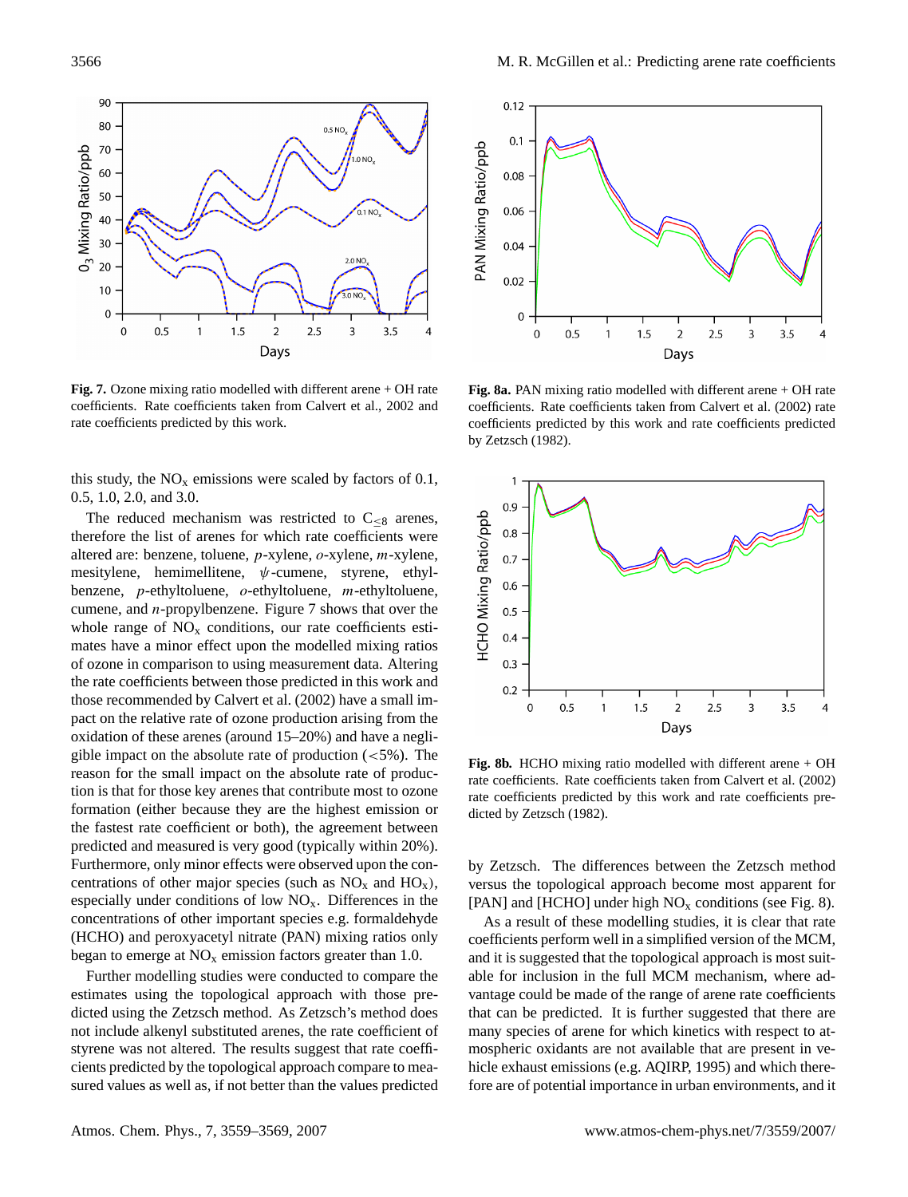**Fig. 7.** Ozone mixing ratio modelled with different arene + OH rate coefficients. Rate coefficients taken from Calvert et al., 2002 and rate coefficients predicted by this work.

**Fig. 8a.** PAN mixing ratio modelled with different arene + OH rate coefficients. Rate coefficients taken from Calvert et al. (2002) rate coefficients predicted by this work and rate coefficients predicted by Zetzsch (1982).

**Fig. 8b.** HCHO mixing ratio modelled with different arene + OH rate coefficients. Rate coefficients taken from Calvert et al. (2002) rate coefficients predicted by this work and rate coefficients predicted by Zetzsch (1982).

this study, the $NO_x$ emissions were scaled by factors of 0.1, 0.5, 1.0, 2.0, and 3.0.

The reduced mechanism was restricted to $C_{\leq 8}$ arenes, therefore the list of arenes for which rate coefficients were altered are: benzene, toluene, *p*-xylene, *o*-xylene, *m*-xylene, mesitylene, hemimellitene, $\psi$-cumene, styrene, ethylbenzene, *p*-ethyltoluene, *o*-ethyltoluene, *m*-ethyltoluene, cumene, and *n*-propylbenzene. Figure 7 shows that over the whole range of $NO_x$ conditions, our rate coefficients estimates have a minor effect upon the modelled mixing ratios of ozone in comparison to using measurement data. Altering the rate coefficients between those predicted in this work and those recommended by Calvert et al. (2002) have a small impact on the relative rate of ozone production arising from the oxidation of these arenes (around 15–20%) and have a negligible impact on the absolute rate of production (<5%). The reason for the small impact on the absolute rate of production is that for those key arenes that contribute most to ozone formation (either because they are the highest emission or the fastest rate coefficient or both), the agreement between predicted and measured is very good (typically within 20%). Furthermore, only minor effects were observed upon the concentrations of other major species (such as $NO_x$ and $HO_x$), especially under conditions of low $NO_x$. Differences in the concentrations of other important species e.g. formaldehyde (HCHO) and peroxyacetyl nitrate (PAN) mixing ratios only began to emerge at $NO_x$ emission factors greater than 1.0.

Further modelling studies were conducted to compare the estimates using the topological approach with those predicted using the Zetzsch method. As Zetzsch's method does not include alkenyl substituted arenes, the rate coefficient of styrene was not altered. The results suggest that rate coefficients predicted by the topological approach compare to measured values as well as, if not better than the values predicted by Zetzsch. The differences between the Zetzsch method versus the topological approach become most apparent for [PAN] and [HCHO] under high $NO_x$ conditions (see Fig. 8).

As a result of these modelling studies, it is clear that rate coefficients perform well in a simplified version of the MCM, and it is suggested that the topological approach is most suitable for inclusion in the full MCM mechanism, where advantage could be made of the range of arene rate coefficients that can be predicted. It is further suggested that there are many species of arene for which kinetics with respect to atmospheric oxidants are not available that are present in vehicle exhaust emissions (e.g. AQIRP, 1995) and which therefore are of potential importance in urban environments, and it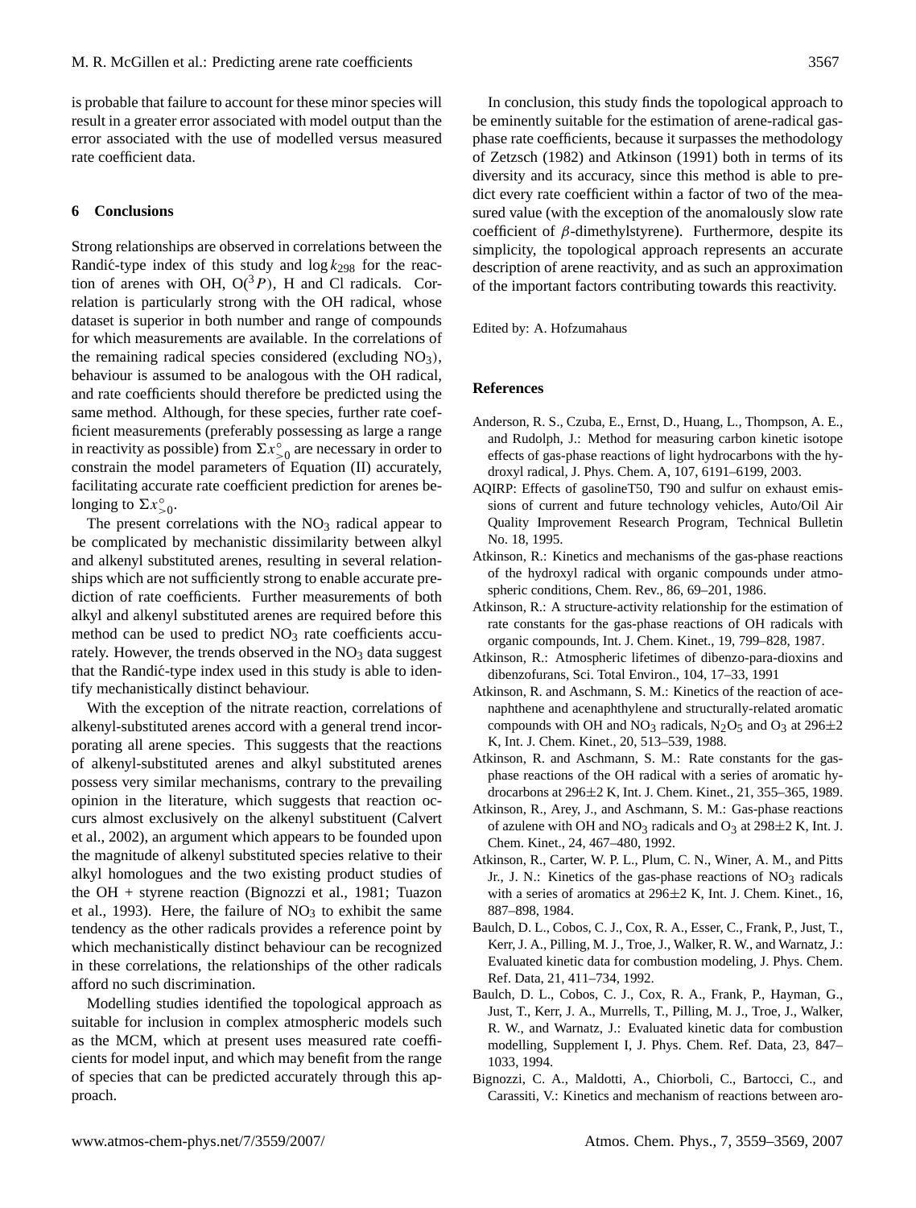is probable that failure to account for these minor species will result in a greater error associated with model output than the error associated with the use of modelled versus measured rate coefficient data.

## 6 Conclusions

Strong relationships are observed in correlations between the Randić-type index of this study and $\log k_{298}$ for the reaction of arenes with OH, $O(^3P)$, H and Cl radicals. Correlation is particularly strong with the OH radical, whose dataset is superior in both number and range of compounds for which measurements are available. In the correlations of the remaining radical species considered (excluding $NO_3$), behaviour is assumed to be analogous with the OH radical, and rate coefficients should therefore be predicted using the same method. Although, for these species, further rate coefficient measurements (preferably possessing as large a range in reactivity as possible) from $\Sigma x^{\circ}_{>0}$ are necessary in order to constrain the model parameters of Equation (II) accurately, facilitating accurate rate coefficient prediction for arenes belonging to $\Sigma x^{\circ}_{>0}$.

The present correlations with the $NO_3$ radical appear to be complicated by mechanistic dissimilarity between alkyl and alkenyl substituted arenes, resulting in several relationships which are not sufficiently strong to enable accurate prediction of rate coefficients. Further measurements of both alkyl and alkenyl substituted arenes are required before this method can be used to predict $NO_3$ rate coefficients accurately. However, the trends observed in the $NO_3$ data suggest that the Randić-type index used in this study is able to identify mechanistically distinct behaviour.

With the exception of the nitrate reaction, correlations of alkenyl-substituted arenes accord with a general trend incorporating all arene species. This suggests that the reactions of alkenyl-substituted arenes and alkyl substituted arenes possess very similar mechanisms, contrary to the prevailing opinion in the literature, which suggests that reaction occurs almost exclusively on the alkenyl substituent (Calvert et al., 2002), an argument which appears to be founded upon the magnitude of alkenyl substituted species relative to their alkyl homologues and the two existing product studies of the OH + styrene reaction (Bignozzi et al., 1981; Tuazon et al., 1993). Here, the failure of $NO_3$ to exhibit the same tendency as the other radicals provides a reference point by which mechanistically distinct behaviour can be recognized in these correlations, the relationships of the other radicals afford no such discrimination.

Modelling studies identified the topological approach as suitable for inclusion in complex atmospheric models such as the MCM, which at present uses measured rate coefficients for model input, and which may benefit from the range of species that can be predicted accurately through this approach.

In conclusion, this study finds the topological approach to be eminently suitable for the estimation of arene-radical gas-phase rate coefficients, because it surpasses the methodology of Zetzsch (1982) and Atkinson (1991) both in terms of its diversity and its accuracy, since this method is able to predict every rate coefficient within a factor of two of the measured value (with the exception of the anomalously slow rate coefficient of $\beta$-dimethylstyrene). Furthermore, despite its simplicity, the topological approach represents an accurate description of arene reactivity, and as such an approximation of the important factors contributing towards this reactivity.

Edited by: A. Hofzumahaus

## References

Anderson, R. S., Czuba, E., Ernst, D., Huang, L., Thompson, A. E., and Rudolph, J.: Method for measuring carbon kinetic isotope effects of gas-phase reactions of light hydrocarbons with the hydroxyl radical, J. Phys. Chem. A, 107, 6191–6199, 2003.

AQIRP: Effects of gasolineT50, T90 and sulfur on exhaust emissions of current and future technology vehicles, Auto/Oil Air Quality Improvement Research Program, Technical Bulletin No. 18, 1995.

Atkinson, R.: Kinetics and mechanisms of the gas-phase reactions of the hydroxyl radical with organic compounds under atmospheric conditions, Chem. Rev., 86, 69–201, 1986.

Atkinson, R.: A structure-activity relationship for the estimation of rate constants for the gas-phase reactions of OH radicals with organic compounds, Int. J. Chem. Kinet., 19, 799–828, 1987.

Atkinson, R.: Atmospheric lifetimes of dibenzo-para-dioxins and dibenzofurans, Sci. Total Environ., 104, 17–33, 1991

Atkinson, R. and Aschmann, S. M.: Kinetics of the reaction of acenaphthene and acenaphthylene and structurally-related aromatic compounds with OH and $NO_3$ radicals, $N_2O_5$ and $O_3$ at 296±2 K, Int. J. Chem. Kinet., 20, 513–539, 1988.

Atkinson, R. and Aschmann, S. M.: Rate constants for the gas-phase reactions of the OH radical with a series of aromatic hydrocarbons at 296±2 K, Int. J. Chem. Kinet., 21, 355–365, 1989.

Atkinson, R., Arey, J., and Aschmann, S. M.: Gas-phase reactions of azulene with OH and $NO_3$ radicals and $O_3$ at 298±2 K, Int. J. Chem. Kinet., 24, 467–480, 1992.

Atkinson, R., Carter, W. P. L., Plum, C. N., Winer, A. M., and Pitts Jr., J. N.: Kinetics of the gas-phase reactions of $NO_3$ radicals with a series of aromatics at 296±2 K, Int. J. Chem. Kinet., 16, 887–898, 1984.

Baulch, D. L., Cobos, C. J., Cox, R. A., Esser, C., Frank, P., Just, T., Kerr, J. A., Pilling, M. J., Troe, J., Walker, R. W., and Warnatz, J.: Evaluated kinetic data for combustion modeling, J. Phys. Chem. Ref. Data, 21, 411–734, 1992.

Baulch, D. L., Cobos, C. J., Cox, R. A., Frank, P., Hayman, G., Just, T., Kerr, J. A., Murrells, T., Pilling, M. J., Troe, J., Walker, R. W., and Warnatz, J.: Evaluated kinetic data for combustion modelling, Supplement I, J. Phys. Chem. Ref. Data, 23, 847–1033, 1994.

Bignozzi, C. A., Maldotti, A., Chiorboli, C., Bartocci, C., and Carassiti, V.: Kinetics and mechanism of reactions between aro-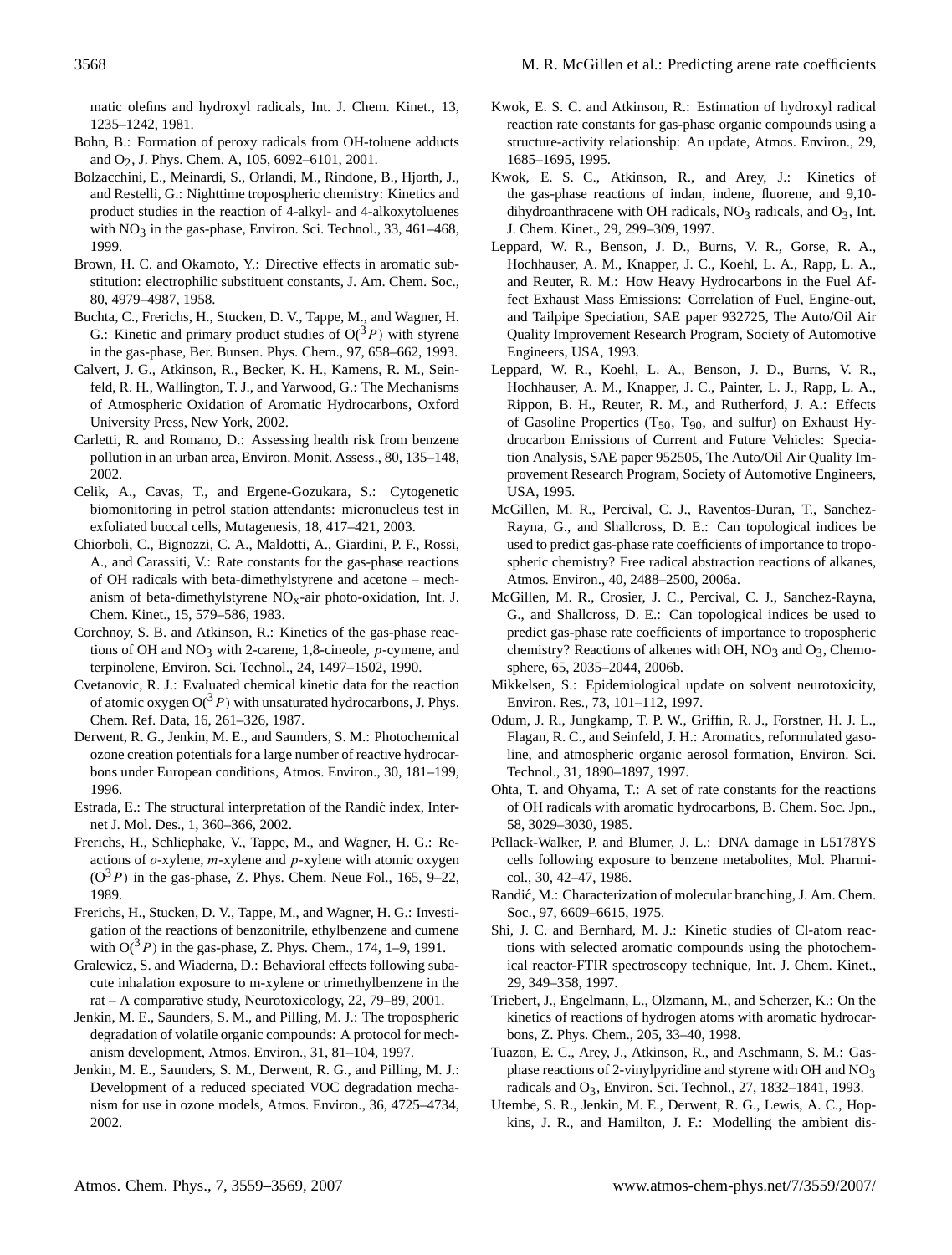matic olefins and hydroxyl radicals, Int. J. Chem. Kinet., 13, 1235–1242, 1981.

Bohn, B.: Formation of peroxy radicals from OH-toluene adducts and $O_2$, J. Phys. Chem. A, 105, 6092–6101, 2001.

Bolzacchini, E., Meinardi, S., Orlandi, M., Rindone, B., Hjorth, J., and Restelli, G.: Nighttime tropospheric chemistry: Kinetics and product studies in the reaction of 4-alkyl- and 4-alkoxytoluenes with $NO_3$ in the gas-phase, Environ. Sci. Technol., 33, 461–468, 1999.

Brown, H. C. and Okamoto, Y.: Directive effects in aromatic substitution: electrophilic substituent constants, J. Am. Chem. Soc., 80, 4979–4987, 1958.

Buchta, C., Frerichs, H., Stucken, D. V., Tappe, M., and Wagner, H. G.: Kinetic and primary product studies of $O(^3P)$ with styrene in the gas-phase, Ber. Bunsen. Phys. Chem., 97, 658–662, 1993.

Calvert, J. G., Atkinson, R., Becker, K. H., Kamens, R. M., Seinfeld, R. H., Wallington, T. J., and Yarwood, G.: The Mechanisms of Atmospheric Oxidation of Aromatic Hydrocarbons, Oxford University Press, New York, 2002.

Carletti, R. and Romano, D.: Assessing health risk from benzene pollution in an urban area, Environ. Monit. Assess., 80, 135–148, 2002.

Celik, A., Cavas, T., and Ergene-Gozukara, S.: Cytogenetic biomonitoring in petrol station attendants: micronucleus test in exfoliated buccal cells, Mutagenesis, 18, 417–421, 2003.

Chiorboli, C., Bignozzi, C. A., Maldotti, A., Giardini, P. F., Rossi, A., and Carassiti, V.: Rate constants for the gas-phase reactions of OH radicals with beta-dimethylstyrene and acetone – mechanism of beta-dimethylstyrene $NO_x$-air photo-oxidation, Int. J. Chem. Kinet., 15, 579–586, 1983.

Corchnoy, S. B. and Atkinson, R.: Kinetics of the gas-phase reactions of OH and $NO_3$ with 2-carene, 1,8-cineole, *p*-cymene, and terpinolene, Environ. Sci. Technol., 24, 1497–1502, 1990.

Cvetanovic, R. J.: Evaluated chemical kinetic data for the reaction of atomic oxygen $O(^3P)$ with unsaturated hydrocarbons, J. Phys. Chem. Ref. Data, 16, 261–326, 1987.

Derwent, R. G., Jenkin, M. E., and Saunders, S. M.: Photochemical ozone creation potentials for a large number of reactive hydrocarbons under European conditions, Atmos. Environ., 30, 181–199, 1996.

Estrada, E.: The structural interpretation of the Randić index, Internet J. Mol. Des., 1, 360–366, 2002.

Frerichs, H., Schliephake, V., Tappe, M., and Wagner, H. G.: Reactions of *o*-xylene, *m*-xylene and *p*-xylene with atomic oxygen $(O^3P)$ in the gas-phase, Z. Phys. Chem. Neue Fol., 165, 9–22, 1989.

Frerichs, H., Stucken, D. V., Tappe, M., and Wagner, H. G.: Investigation of the reactions of benzonitrile, ethylbenzene and cumene with $O(^3P)$ in the gas-phase, Z. Phys. Chem., 174, 1–9, 1991.

Gralewicz, S. and Wiaderna, D.: Behavioral effects following subacute inhalation exposure to m-xylene or trimethylbenzene in the rat – A comparative study, Neurotoxicology, 22, 79–89, 2001.

Jenkin, M. E., Saunders, S. M., and Pilling, M. J.: The tropospheric degradation of volatile organic compounds: A protocol for mechanism development, Atmos. Environ., 31, 81–104, 1997.

Jenkin, M. E., Saunders, S. M., Derwent, R. G., and Pilling, M. J.: Development of a reduced speciated VOC degradation mechanism for use in ozone models, Atmos. Environ., 36, 4725–4734, 2002.

Kwok, E. S. C. and Atkinson, R.: Estimation of hydroxyl radical reaction rate constants for gas-phase organic compounds using a structure-activity relationship: An update, Atmos. Environ., 29, 1685–1695, 1995.

Kwok, E. S. C., Atkinson, R., and Arey, J.: Kinetics of the gas-phase reactions of indan, indene, fluorene, and 9,10-dihydroanthracene with OH radicals, $NO_3$ radicals, and $O_3$, Int. J. Chem. Kinet., 29, 299–309, 1997.

Leppard, W. R., Benson, J. D., Burns, V. R., Gorse, R. A., Hochhauser, A. M., Knapper, J. C., Koehl, L. A., Rapp, L. A., and Reuter, R. M.: How Heavy Hydrocarbons in the Fuel Affect Exhaust Mass Emissions: Correlation of Fuel, Engine-out, and Tailpipe Speciation, SAE paper 932725, The Auto/Oil Air Quality Improvement Research Program, Society of Automotive Engineers, USA, 1993.

Leppard, W. R., Koehl, L. A., Benson, J. D., Burns, V. R., Hochhauser, A. M., Knapper, J. C., Painter, L. J., Rapp, L. A., Rippon, B. H., Reuter, R. M., and Rutherford, J. A.: Effects of Gasoline Properties ($T_{50}$, $T_{90}$, and sulfur) on Exhaust Hydrocarbon Emissions of Current and Future Vehicles: Speciation Analysis, SAE paper 952505, The Auto/Oil Air Quality Improvement Research Program, Society of Automotive Engineers, USA, 1995.

McGillen, M. R., Percival, C. J., Raventos-Duran, T., Sanchez-Rayna, G., and Shallcross, D. E.: Can topological indices be used to predict gas-phase rate coefficients of importance to tropospheric chemistry? Free radical abstraction reactions of alkanes, Atmos. Environ., 40, 2488–2500, 2006a.

McGillen, M. R., Crosier, J. C., Percival, C. J., Sanchez-Rayna, G., and Shallcross, D. E.: Can topological indices be used to predict gas-phase rate coefficients of importance to tropospheric chemistry? Reactions of alkenes with OH, $NO_3$ and $O_3$, Chemosphere, 65, 2035–2044, 2006b.

Mikkelsen, S.: Epidemiological update on solvent neurotoxicity, Environ. Res., 73, 101–112, 1997.

Odum, J. R., Jungkamp, T. P. W., Griffin, R. J., Forstner, H. J. L., Flagan, R. C., and Seinfeld, J. H.: Aromatics, reformulated gasoline, and atmospheric organic aerosol formation, Environ. Sci. Technol., 31, 1890–1897, 1997.

Ohta, T. and Ohyama, T.: A set of rate constants for the reactions of OH radicals with aromatic hydrocarbons, B. Chem. Soc. Jpn., 58, 3029–3030, 1985.

Pellack-Walker, P. and Blumer, J. L.: DNA damage in L5178YS cells following exposure to benzene metabolites, Mol. Pharmicol., 30, 42–47, 1986.

Randić, M.: Characterization of molecular branching, J. Am. Chem. Soc., 97, 6609–6615, 1975.

Shi, J. C. and Bernhard, M. J.: Kinetic studies of Cl-atom reactions with selected aromatic compounds using the photochemical reactor-FTIR spectroscopy technique, Int. J. Chem. Kinet., 29, 349–358, 1997.

Triebert, J., Engelmann, L., Olzmann, M., and Scherzer, K.: On the kinetics of reactions of hydrogen atoms with aromatic hydrocarbons, Z. Phys. Chem., 205, 33–40, 1998.

Tuazon, E. C., Arey, J., Atkinson, R., and Aschmann, S. M.: Gas-phase reactions of 2-vinylpyridine and styrene with OH and $NO_3$ radicals and $O_3$, Environ. Sci. Technol., 27, 1832–1841, 1993.

Utembe, S. R., Jenkin, M. E., Derwent, R. G., Lewis, A. C., Hopkins, J. R., and Hamilton, J. F.: Modelling the ambient dis-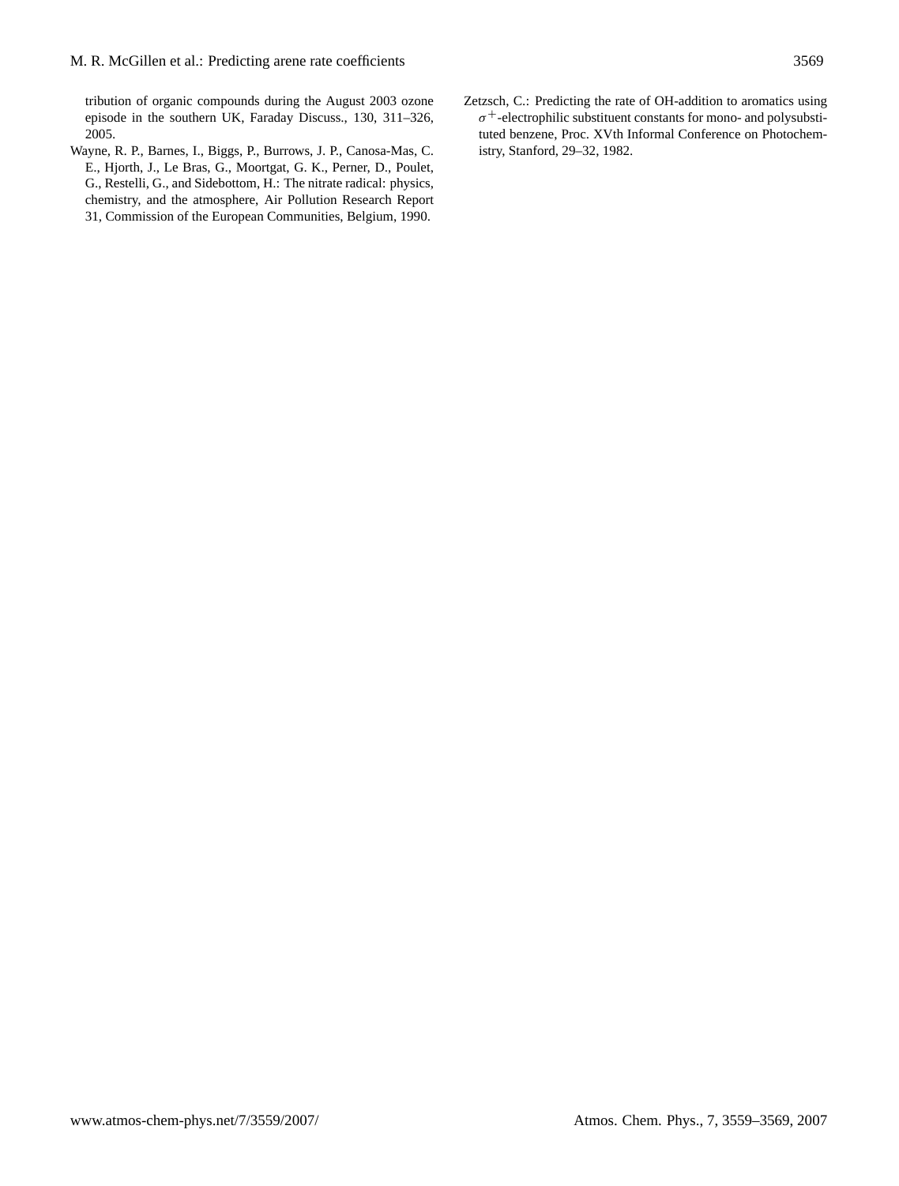tribution of organic compounds during the August 2003 ozone episode in the southern UK, Faraday Discuss., 130, 311–326, 2005.

Wayne, R. P., Barnes, I., Biggs, P., Burrows, J. P., Canosa-Mas, C. E., Hjorth, J., Le Bras, G., Moortgat, G. K., Perner, D., Poulet, G., Restelli, G., and Sidebottom, H.: The nitrate radical: physics, chemistry, and the atmosphere, Air Pollution Research Report 31, Commission of the European Communities, Belgium, 1990.

Zetzsch, C.: Predicting the rate of OH-addition to aromatics using $\sigma^+$-electrophilic substituent constants for mono- and polysubstituted benzene, Proc. XVth Informal Conference on Photochemistry, Stanford, 29–32, 1982.